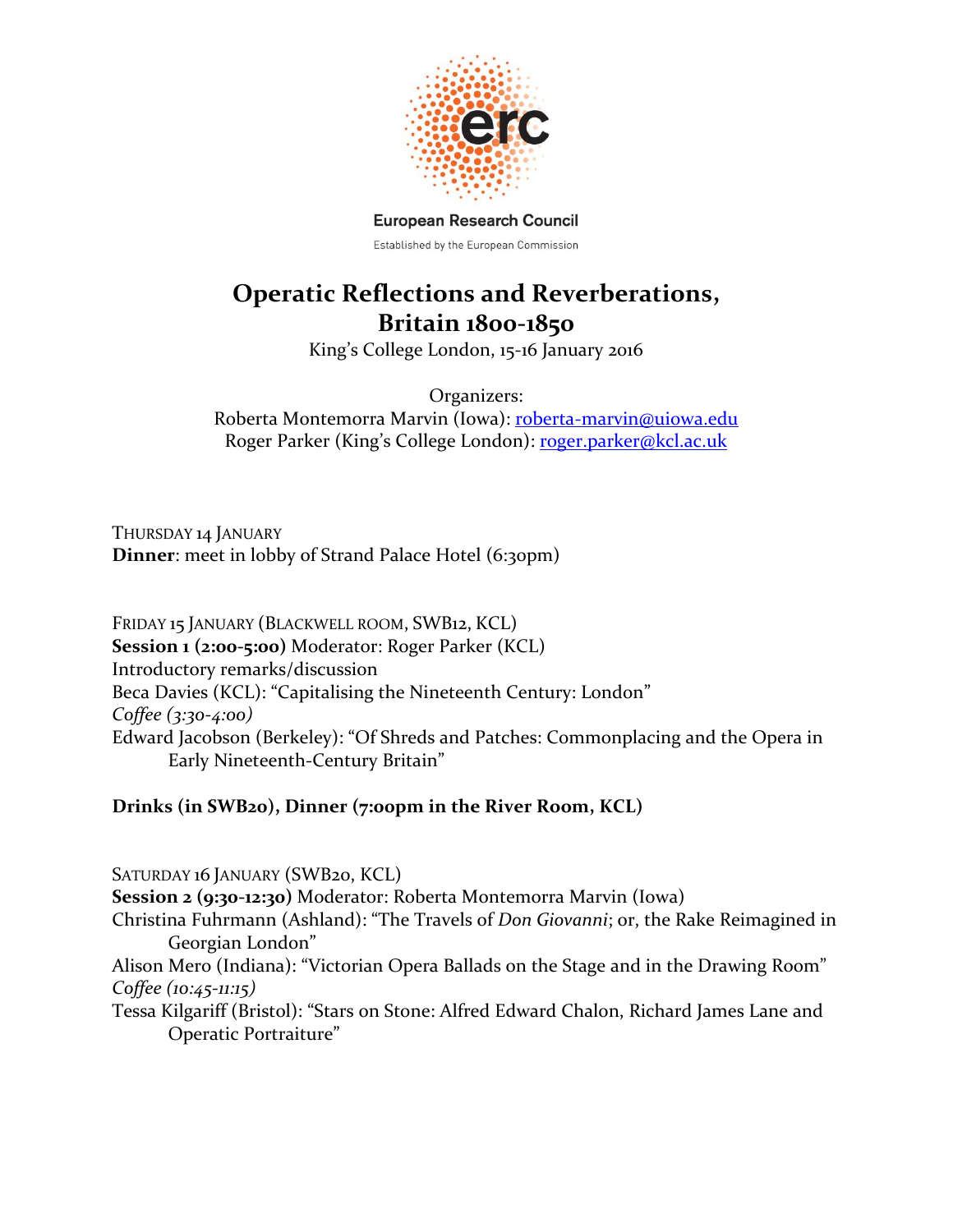European Research Council

Established by the European Commission

# Operatic Reflections and Reverberations, Britain 1800-1850

King's College London, 15-16 January 2016

Organizers:
Roberta Montemorra Marvin (Iowa): roberta-marvin@uiowa.edu
Roger Parker (King's College London): roger.parker@kcl.ac.uk

THURSDAY 14 JANUARY
**Dinner**: meet in lobby of Strand Palace Hotel (6:30pm)

FRIDAY 15 JANUARY (BLACKWELL ROOM, SWB12, KCL)
**Session 1 (2:00-5:00)** Moderator: Roger Parker (KCL)
Introductory remarks/discussion
Beca Davies (KCL): "Capitalising the Nineteenth Century: London"
*Coffee (3:30-4:00)*
Edward Jacobson (Berkeley): "Of Shreds and Patches: Commonplacing and the Opera in Early Nineteenth-Century Britain"

**Drinks (in SWB20), Dinner (7:00pm in the River Room, KCL)**

SATURDAY 16 JANUARY (SWB20, KCL)
**Session 2 (9:30-12:30)** Moderator: Roberta Montemorra Marvin (Iowa)
Christina Fuhrmann (Ashland): "The Travels of *Don Giovanni*; or, the Rake Reimagined in Georgian London"
Alison Mero (Indiana): "Victorian Opera Ballads on the Stage and in the Drawing Room"
*Coffee (10:45-11:15)*
Tessa Kilgariff (Bristol): "Stars on Stone: Alfred Edward Chalon, Richard James Lane and Operatic Portraiture"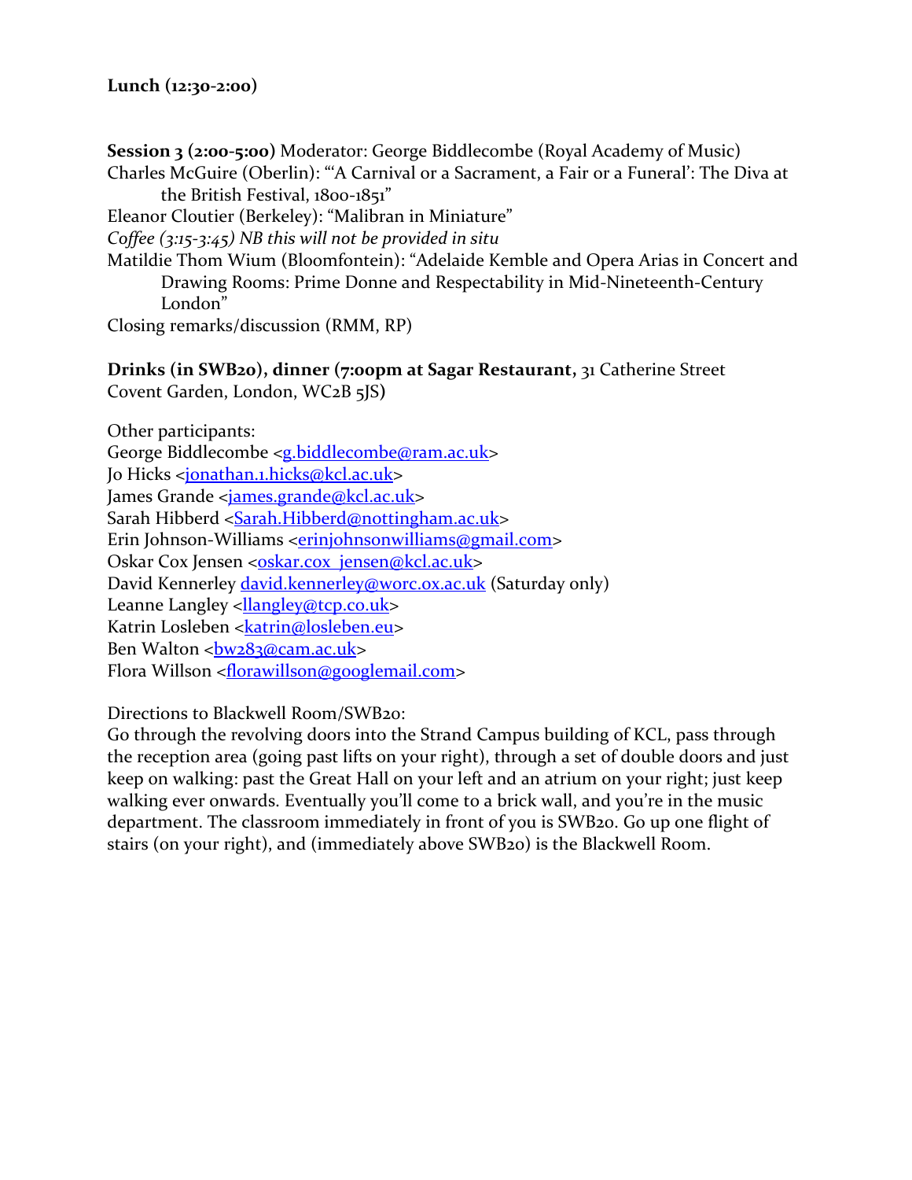**Lunch (12:30-2:00)**

**Session 3 (2:00-5:00)** Moderator: George Biddlecombe (Royal Academy of Music)

Charles McGuire (Oberlin): "'A Carnival or a Sacrament, a Fair or a Funeral': The Diva at the British Festival, 1800-1851"

Eleanor Cloutier (Berkeley): "Malibran in Miniature"

*Coffee (3:15-3:45) NB this will not be provided in situ*

Matildie Thom Wium (Bloomfontein): "Adelaide Kemble and Opera Arias in Concert and Drawing Rooms: Prime Donne and Respectability in Mid-Nineteenth-Century London"

Closing remarks/discussion (RMM, RP)

**Drinks (in SWB20), dinner (7:00pm at Sagar Restaurant,** 31 Catherine Street Covent Garden, London, WC2B 5JS**)**

Other participants:
George Biddlecombe <g.biddlecombe@ram.ac.uk>
Jo Hicks <jonathan.1.hicks@kcl.ac.uk>
James Grande <james.grande@kcl.ac.uk>
Sarah Hibberd <Sarah.Hibberd@nottingham.ac.uk>
Erin Johnson-Williams <erinjohnsonwilliams@gmail.com>
Oskar Cox Jensen <oskar.cox_jensen@kcl.ac.uk>
David Kennerley david.kennerley@worc.ox.ac.uk (Saturday only)
Leanne Langley <llangley@tcp.co.uk>
Katrin Losleben <katrin@losleben.eu>
Ben Walton <bw283@cam.ac.uk>
Flora Willson <florawillson@googlemail.com>

Directions to Blackwell Room/SWB20:
Go through the revolving doors into the Strand Campus building of KCL, pass through the reception area (going past lifts on your right), through a set of double doors and just keep on walking: past the Great Hall on your left and an atrium on your right; just keep walking ever onwards. Eventually you'll come to a brick wall, and you're in the music department. The classroom immediately in front of you is SWB20. Go up one flight of stairs (on your right), and (immediately above SWB20) is the Blackwell Room.